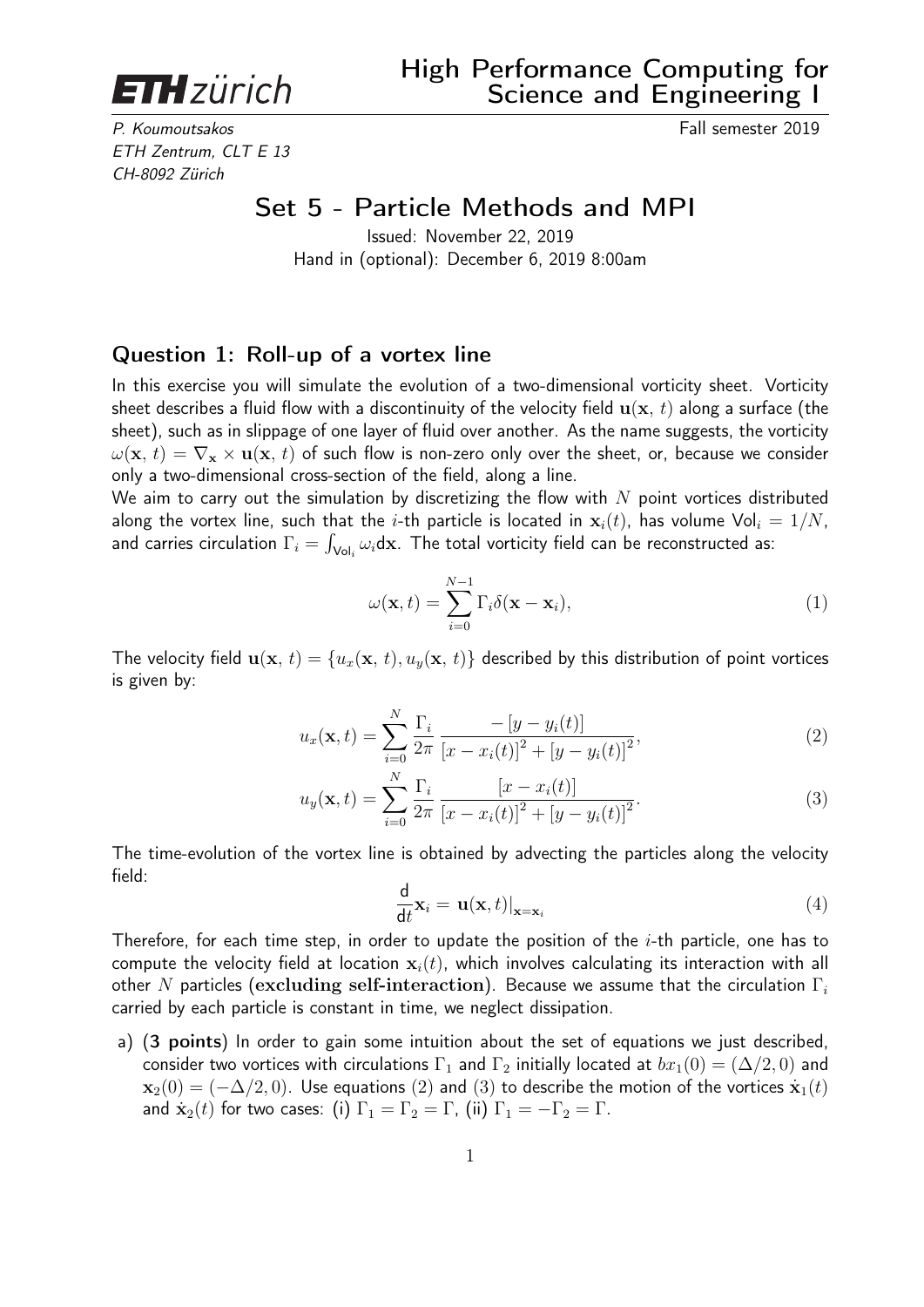ETH zürich

# High Performance Computing for Science and Engineering I

*P. Koumoutsakos*
*ETH Zentrum, CLT E 13*
*CH-8092 Zürich*

Fall semester 2019

## Set 5 - Particle Methods and MPI

Issued: November 22, 2019
Hand in (optional): December 6, 2019 8:00am

### Question 1: Roll-up of a vortex line

In this exercise you will simulate the evolution of a two-dimensional vorticity sheet. Vorticity sheet describes a fluid flow with a discontinuity of the velocity field $\mathbf{u}(\mathbf{x},\, t)$ along a surface (the sheet), such as in slippage of one layer of fluid over another. As the name suggests, the vorticity $\omega(\mathbf{x},\, t) = \nabla_{\mathbf{x}} \times \mathbf{u}(\mathbf{x},\, t)$ of such flow is non-zero only over the sheet, or, because we consider only a two-dimensional cross-section of the field, along a line.

We aim to carry out the simulation by discretizing the flow with $N$ point vortices distributed along the vortex line, such that the $i$-th particle is located in $\mathbf{x}_i(t)$, has volume $\mathsf{Vol}_i = 1/N$, and carries circulation $\Gamma_i = \int_{\mathsf{Vol}_i} \omega_i \mathrm{d}\mathbf{x}$. The total vorticity field can be reconstructed as:

$$\omega(\mathbf{x}, t) = \sum_{i=0}^{N-1} \Gamma_i \delta(\mathbf{x} - \mathbf{x}_i), \tag{1}$$

The velocity field $\mathbf{u}(\mathbf{x},\, t) = \{u_x(\mathbf{x},\, t), u_y(\mathbf{x},\, t)\}$ described by this distribution of point vortices is given by:

$$u_x(\mathbf{x}, t) = \sum_{i=0}^{N} \frac{\Gamma_i}{2\pi} \frac{-\left[y - y_i(t)\right]}{\left[x - x_i(t)\right]^2 + \left[y - y_i(t)\right]^2}, \tag{2}$$

$$u_y(\mathbf{x}, t) = \sum_{i=0}^{N} \frac{\Gamma_i}{2\pi} \frac{\left[x - x_i(t)\right]}{\left[x - x_i(t)\right]^2 + \left[y - y_i(t)\right]^2}. \tag{3}$$

The time-evolution of the vortex line is obtained by advecting the particles along the velocity field:

$$\frac{\mathsf{d}}{\mathsf{d}t}\mathbf{x}_i = \mathbf{u}(\mathbf{x}, t)\big|_{\mathbf{x}=\mathbf{x}_i} \tag{4}$$

Therefore, for each time step, in order to update the position of the $i$-th particle, one has to compute the velocity field at location $\mathbf{x}_i(t)$, which involves calculating its interaction with all other $N$ particles (**excluding self-interaction**). Because we assume that the circulation $\Gamma_i$ carried by each particle is constant in time, we neglect dissipation.

a) (**3 points**) In order to gain some intuition about the set of equations we just described, consider two vortices with circulations $\Gamma_1$ and $\Gamma_2$ initially located at $bx_1(0) = (\Delta/2, 0)$ and $\mathbf{x}_2(0) = (-\Delta/2, 0)$. Use equations (2) and (3) to describe the motion of the vortices $\dot{\mathbf{x}}_1(t)$ and $\dot{\mathbf{x}}_2(t)$ for two cases: (i) $\Gamma_1 = \Gamma_2 = \Gamma$, (ii) $\Gamma_1 = -\Gamma_2 = \Gamma$.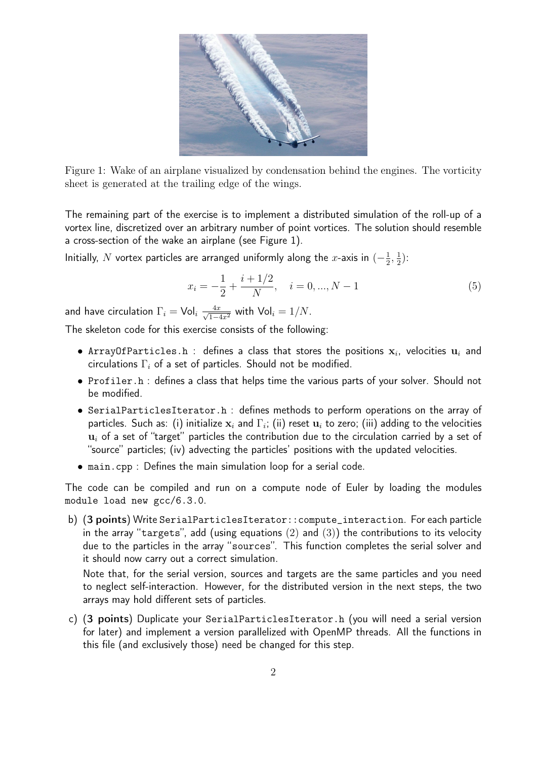Figure 1: Wake of an airplane visualized by condensation behind the engines. The vorticity sheet is generated at the trailing edge of the wings.

The remaining part of the exercise is to implement a distributed simulation of the roll-up of a vortex line, discretized over an arbitrary number of point vortices. The solution should resemble a cross-section of the wake an airplane (see Figure 1).

Initially, $N$ vortex particles are arranged uniformly along the $x$-axis in $(-\frac{1}{2}, \frac{1}{2})$:

$$x_i = -\frac{1}{2} + \frac{i + 1/2}{N}, \quad i = 0, ..., N-1 \tag{5}$$

and have circulation $\Gamma_i = \text{Vol}_i \ \frac{4x}{\sqrt{1-4x^2}}$ with $\text{Vol}_i = 1/N$.

The skeleton code for this exercise consists of the following:

- `ArrayOfParticles.h` : defines a class that stores the positions $\mathbf{x}_i$, velocities $\mathbf{u}_i$ and circulations $\Gamma_i$ of a set of particles. Should not be modified.
- `Profiler.h` : defines a class that helps time the various parts of your solver. Should not be modified.
- `SerialParticlesIterator.h` : defines methods to perform operations on the array of particles. Such as: (i) initialize $\mathbf{x}_i$ and $\Gamma_i$; (ii) reset $\mathbf{u}_i$ to zero; (iii) adding to the velocities $\mathbf{u}_i$ of a set of "target" particles the contribution due to the circulation carried by a set of "source" particles; (iv) advecting the particles' positions with the updated velocities.
- `main.cpp` : Defines the main simulation loop for a serial code.

The code can be compiled and run on a compute node of Euler by loading the modules `module load new gcc/6.3.0`.

b) **(3 points)** Write `SerialParticlesIterator::compute_interaction`. For each particle in the array "`targets`", add (using equations (2) and (3)) the contributions to its velocity due to the particles in the array "`sources`". This function completes the serial solver and it should now carry out a correct simulation.

   Note that, for the serial version, sources and targets are the same particles and you need to neglect self-interaction. However, for the distributed version in the next steps, the two arrays may hold different sets of particles.

c) **(3 points)** Duplicate your `SerialParticlesIterator.h` (you will need a serial version for later) and implement a version parallelized with OpenMP threads. All the functions in this file (and exclusively those) need be changed for this step.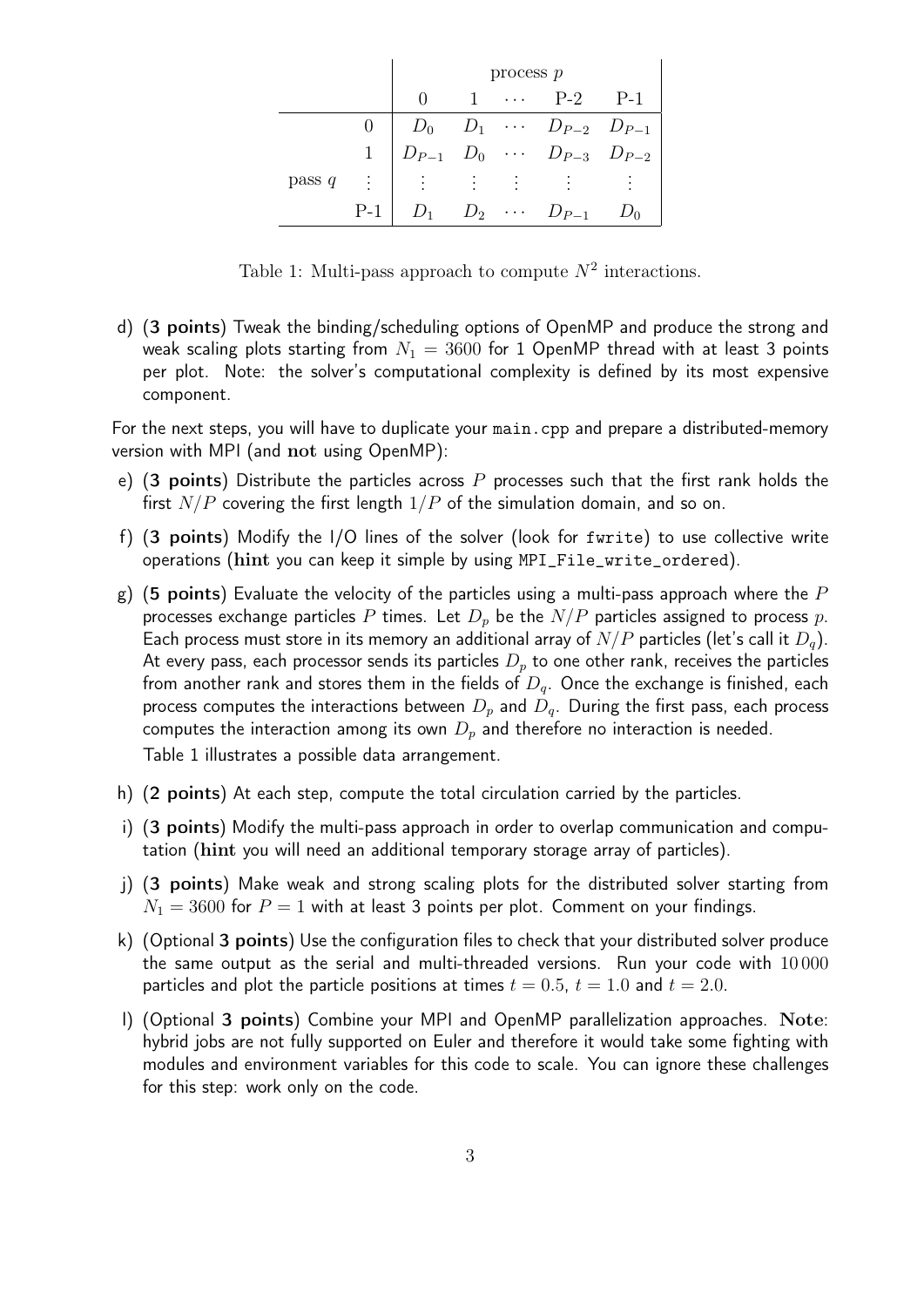| | | process $p$ | | | | |
|---|---|---|---|---|---|---|
| | | 0 | 1 | $\cdots$ | P-2 | P-1 |
| pass $q$ | 0 | $D_0$ | $D_1$ | $\cdots$ | $D_{P-2}$ | $D_{P-1}$ |
| | 1 | $D_{P-1}$ | $D_0$ | $\cdots$ | $D_{P-3}$ | $D_{P-2}$ |
| | $\vdots$ | $\vdots$ | $\vdots$ | $\vdots$ | $\vdots$ | $\vdots$ |
| | P-1 | $D_1$ | $D_2$ | $\cdots$ | $D_{P-1}$ | $D_0$ |

Table 1: Multi-pass approach to compute $N^2$ interactions.

d) (**3 points**) Tweak the binding/scheduling options of OpenMP and produce the strong and weak scaling plots starting from $N_1 = 3600$ for 1 OpenMP thread with at least 3 points per plot. Note: the solver's computational complexity is defined by its most expensive component.

For the next steps, you will have to duplicate your `main.cpp` and prepare a distributed-memory version with MPI (and **not** using OpenMP):

e) (**3 points**) Distribute the particles across $P$ processes such that the first rank holds the first $N/P$ covering the first length $1/P$ of the simulation domain, and so on.

f) (**3 points**) Modify the I/O lines of the solver (look for `fwrite`) to use collective write operations (**hint** you can keep it simple by using `MPI_File_write_ordered`).

g) (**5 points**) Evaluate the velocity of the particles using a multi-pass approach where the $P$ processes exchange particles $P$ times. Let $D_p$ be the $N/P$ particles assigned to process $p$. Each process must store in its memory an additional array of $N/P$ particles (let's call it $D_q$). At every pass, each processor sends its particles $D_p$ to one other rank, receives the particles from another rank and stores them in the fields of $D_q$. Once the exchange is finished, each process computes the interactions between $D_p$ and $D_q$. During the first pass, each process computes the interaction among its own $D_p$ and therefore no interaction is needed.

   Table 1 illustrates a possible data arrangement.

h) (**2 points**) At each step, compute the total circulation carried by the particles.

i) (**3 points**) Modify the multi-pass approach in order to overlap communication and computation (**hint** you will need an additional temporary storage array of particles).

j) (**3 points**) Make weak and strong scaling plots for the distributed solver starting from $N_1 = 3600$ for $P = 1$ with at least 3 points per plot. Comment on your findings.

k) (Optional **3 points**) Use the configuration files to check that your distributed solver produce the same output as the serial and multi-threaded versions. Run your code with $10\,000$ particles and plot the particle positions at times $t = 0.5$, $t = 1.0$ and $t = 2.0$.

l) (Optional **3 points**) Combine your MPI and OpenMP parallelization approaches. **Note**: hybrid jobs are not fully supported on Euler and therefore it would take some fighting with modules and environment variables for this code to scale. You can ignore these challenges for this step: work only on the code.